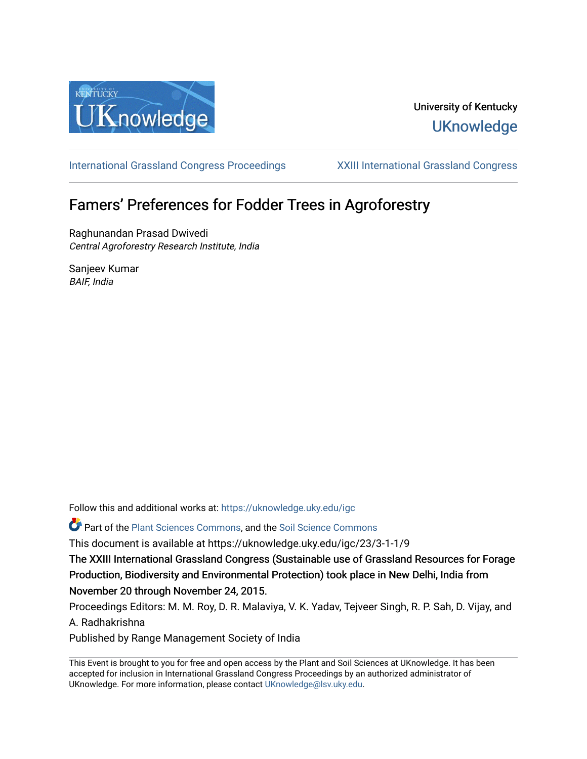University of Kentucky

UKnowledge

International Grassland Congress Proceedings | XXIII International Grassland Congress

# Famers' Preferences for Fodder Trees in Agroforestry

Raghunandan Prasad Dwivedi
*Central Agroforestry Research Institute, India*

Sanjeev Kumar
*BAIF, India*

Follow this and additional works at: https://uknowledge.uky.edu/igc

Part of the Plant Sciences Commons, and the Soil Science Commons

This document is available at https://uknowledge.uky.edu/igc/23/3-1-1/9

The XXIII International Grassland Congress (Sustainable use of Grassland Resources for Forage Production, Biodiversity and Environmental Protection) took place in New Delhi, India from November 20 through November 24, 2015.

Proceedings Editors: M. M. Roy, D. R. Malaviya, V. K. Yadav, Tejveer Singh, R. P. Sah, D. Vijay, and A. Radhakrishna

Published by Range Management Society of India

This Event is brought to you for free and open access by the Plant and Soil Sciences at UKnowledge. It has been accepted for inclusion in International Grassland Congress Proceedings by an authorized administrator of UKnowledge. For more information, please contact UKnowledge@lsv.uky.edu.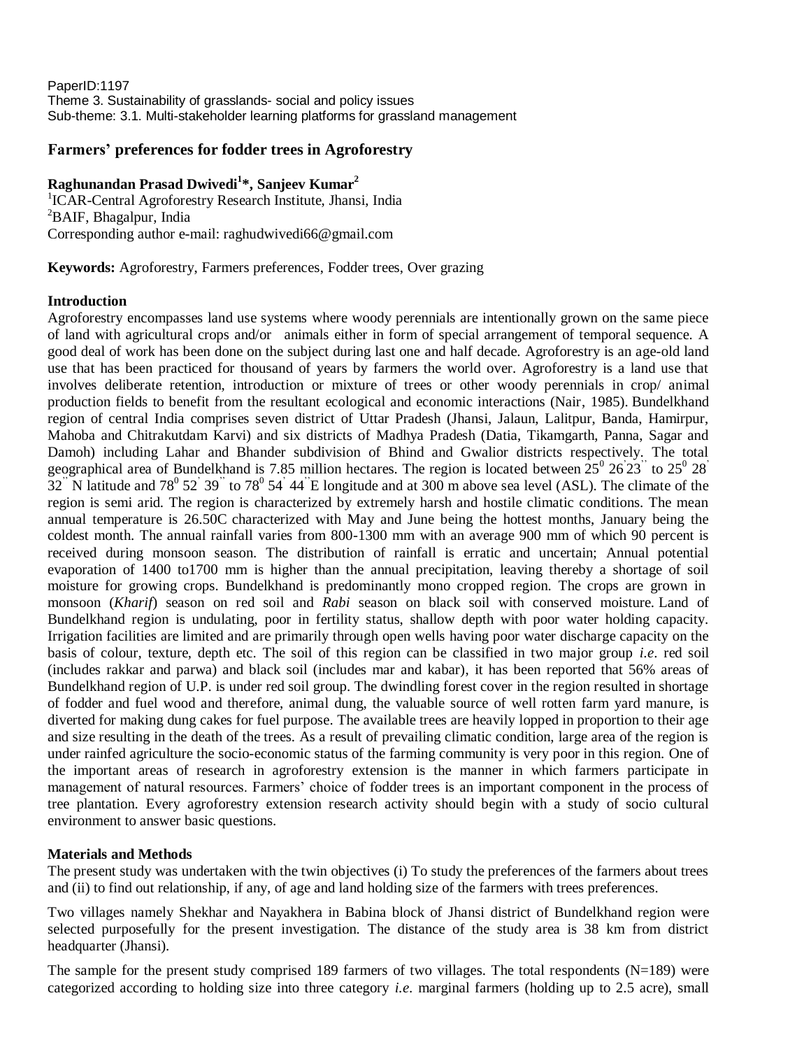PaperID:1197
Theme 3. Sustainability of grasslands- social and policy issues
Sub-theme: 3.1. Multi-stakeholder learning platforms for grassland management

## Farmers' preferences for fodder trees in Agroforestry

**Raghunandan Prasad Dwivedi[1]\*, Sanjeev Kumar[2]**

[1]ICAR-Central Agroforestry Research Institute, Jhansi, India
[2]BAIF, Bhagalpur, India
Corresponding author e-mail: raghudwivedi66@gmail.com

**Keywords:** Agroforestry, Farmers preferences, Fodder trees, Over grazing

### Introduction

Agroforestry encompasses land use systems where woody perennials are intentionally grown on the same piece of land with agricultural crops and/or animals either in form of special arrangement of temporal sequence. A good deal of work has been done on the subject during last one and half decade. Agroforestry is an age-old land use that has been practiced for thousand of years by farmers the world over. Agroforestry is a land use that involves deliberate retention, introduction or mixture of trees or other woody perennials in crop/ animal production fields to benefit from the resultant ecological and economic interactions (Nair, 1985). Bundelkhand region of central India comprises seven district of Uttar Pradesh (Jhansi, Jalaun, Lalitpur, Banda, Hamirpur, Mahoba and Chitrakutdam Karvi) and six districts of Madhya Pradesh (Datia, Tikamgarth, Panna, Sagar and Damoh) including Lahar and Bhander subdivision of Bhind and Gwalior districts respectively. The total geographical area of Bundelkhand is 7.85 million hectares. The region is located between $25^0$ 26' 23'' to $25^0$ 28' 32'' N latitude and $78^0$ 52' 39'' to $78^0$ 54' 44'' E longitude and at 300 m above sea level (ASL). The climate of the region is semi arid. The region is characterized by extremely harsh and hostile climatic conditions. The mean annual temperature is 26.50C characterized with May and June being the hottest months, January being the coldest month. The annual rainfall varies from 800-1300 mm with an average 900 mm of which 90 percent is received during monsoon season. The distribution of rainfall is erratic and uncertain; Annual potential evaporation of 1400 to1700 mm is higher than the annual precipitation, leaving thereby a shortage of soil moisture for growing crops. Bundelkhand is predominantly mono cropped region. The crops are grown in monsoon (*Kharif*) season on red soil and *Rabi* season on black soil with conserved moisture. Land of Bundelkhand region is undulating, poor in fertility status, shallow depth with poor water holding capacity. Irrigation facilities are limited and are primarily through open wells having poor water discharge capacity on the basis of colour, texture, depth etc. The soil of this region can be classified in two major group *i.e.* red soil (includes rakkar and parwa) and black soil (includes mar and kabar), it has been reported that 56% areas of Bundelkhand region of U.P. is under red soil group. The dwindling forest cover in the region resulted in shortage of fodder and fuel wood and therefore, animal dung, the valuable source of well rotten farm yard manure, is diverted for making dung cakes for fuel purpose. The available trees are heavily lopped in proportion to their age and size resulting in the death of the trees. As a result of prevailing climatic condition, large area of the region is under rainfed agriculture the socio-economic status of the farming community is very poor in this region. One of the important areas of research in agroforestry extension is the manner in which farmers participate in management of natural resources. Farmers' choice of fodder trees is an important component in the process of tree plantation. Every agroforestry extension research activity should begin with a study of socio cultural environment to answer basic questions.

### Materials and Methods

The present study was undertaken with the twin objectives (i) To study the preferences of the farmers about trees and (ii) to find out relationship, if any, of age and land holding size of the farmers with trees preferences.

Two villages namely Shekhar and Nayakhera in Babina block of Jhansi district of Bundelkhand region were selected purposefully for the present investigation. The distance of the study area is 38 km from district headquarter (Jhansi).

The sample for the present study comprised 189 farmers of two villages. The total respondents (N=189) were categorized according to holding size into three category *i.e.* marginal farmers (holding up to 2.5 acre), small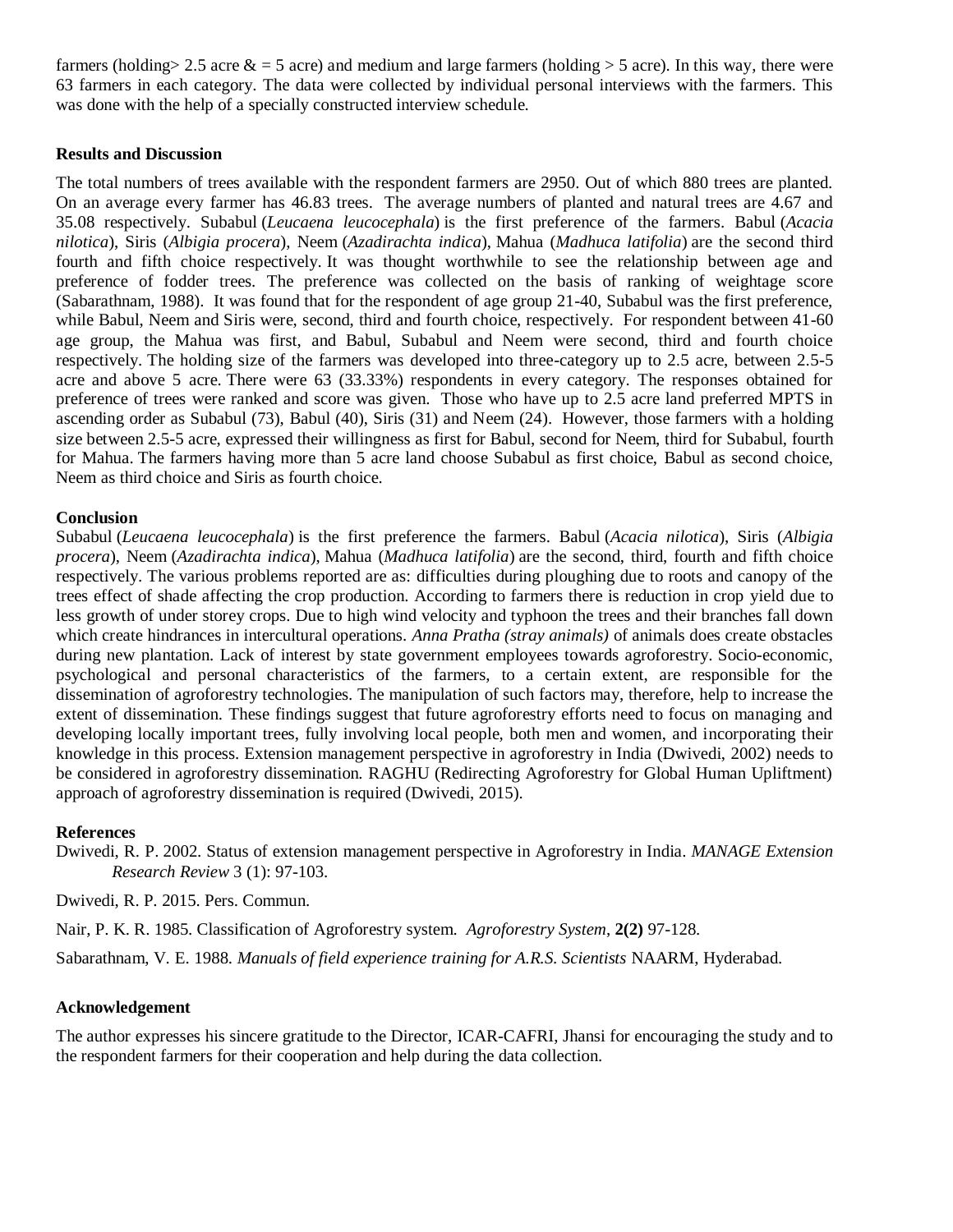farmers (holding> 2.5 acre & = 5 acre) and medium and large farmers (holding > 5 acre). In this way, there were 63 farmers in each category. The data were collected by individual personal interviews with the farmers. This was done with the help of a specially constructed interview schedule.

## Results and Discussion

The total numbers of trees available with the respondent farmers are 2950. Out of which 880 trees are planted. On an average every farmer has 46.83 trees. The average numbers of planted and natural trees are 4.67 and 35.08 respectively. Subabul (*Leucaena leucocephala*) is the first preference of the farmers. Babul (*Acacia nilotica*), Siris (*Albigia procera*), Neem (*Azadirachta indica*), Mahua (*Madhuca latifolia*) are the second third fourth and fifth choice respectively. It was thought worthwhile to see the relationship between age and preference of fodder trees. The preference was collected on the basis of ranking of weightage score (Sabarathnam, 1988). It was found that for the respondent of age group 21-40, Subabul was the first preference, while Babul, Neem and Siris were, second, third and fourth choice, respectively. For respondent between 41-60 age group, the Mahua was first, and Babul, Subabul and Neem were second, third and fourth choice respectively. The holding size of the farmers was developed into three-category up to 2.5 acre, between 2.5-5 acre and above 5 acre. There were 63 (33.33%) respondents in every category. The responses obtained for preference of trees were ranked and score was given. Those who have up to 2.5 acre land preferred MPTS in ascending order as Subabul (73), Babul (40), Siris (31) and Neem (24). However, those farmers with a holding size between 2.5-5 acre, expressed their willingness as first for Babul, second for Neem, third for Subabul, fourth for Mahua. The farmers having more than 5 acre land choose Subabul as first choice, Babul as second choice, Neem as third choice and Siris as fourth choice.

## Conclusion

Subabul (*Leucaena leucocephala*) is the first preference the farmers. Babul (*Acacia nilotica*), Siris (*Albigia procera*), Neem (*Azadirachta indica*), Mahua (*Madhuca latifolia*) are the second, third, fourth and fifth choice respectively. The various problems reported are as: difficulties during ploughing due to roots and canopy of the trees effect of shade affecting the crop production. According to farmers there is reduction in crop yield due to less growth of under storey crops. Due to high wind velocity and typhoon the trees and their branches fall down which create hindrances in intercultural operations. *Anna Pratha (stray animals)* of animals does create obstacles during new plantation. Lack of interest by state government employees towards agroforestry. Socio-economic, psychological and personal characteristics of the farmers, to a certain extent, are responsible for the dissemination of agroforestry technologies. The manipulation of such factors may, therefore, help to increase the extent of dissemination. These findings suggest that future agroforestry efforts need to focus on managing and developing locally important trees, fully involving local people, both men and women, and incorporating their knowledge in this process. Extension management perspective in agroforestry in India (Dwivedi, 2002) needs to be considered in agroforestry dissemination. RAGHU (Redirecting Agroforestry for Global Human Upliftment) approach of agroforestry dissemination is required (Dwivedi, 2015).

## References

Dwivedi, R. P. 2002. Status of extension management perspective in Agroforestry in India. *MANAGE Extension Research Review* 3 (1): 97-103.

Dwivedi, R. P. 2015. Pers. Commun.

Nair, P. K. R. 1985. Classification of Agroforestry system. *Agroforestry System*, **2(2)** 97-128.

Sabarathnam, V. E. 1988. *Manuals of field experience training for A.R.S. Scientists* NAARM, Hyderabad.

## Acknowledgement

The author expresses his sincere gratitude to the Director, ICAR-CAFRI, Jhansi for encouraging the study and to the respondent farmers for their cooperation and help during the data collection.